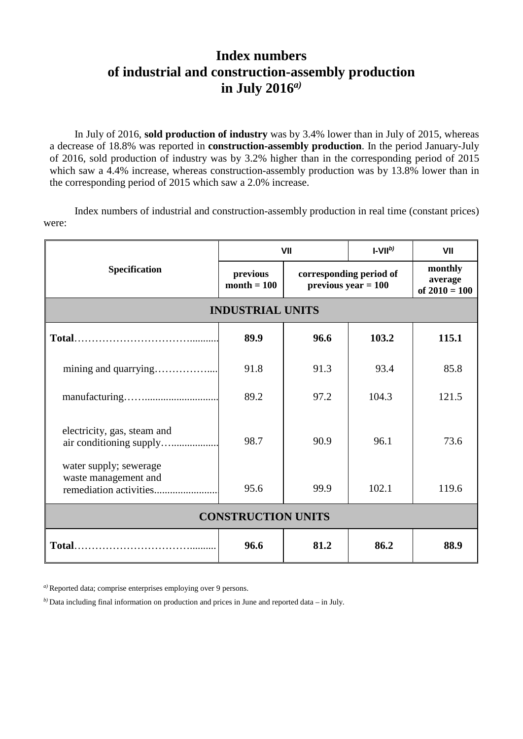# Index numbers of industrial and construction-assembly production in July 2016[a)]

In July of 2016, **sold production of industry** was by 3.4% lower than in July of 2015, whereas a decrease of 18.8% was reported in **construction-assembly production**. In the period January-July of 2016, sold production of industry was by 3.2% higher than in the corresponding period of 2015 which saw a 4.4% increase, whereas construction-assembly production was by 13.8% lower than in the corresponding period of 2015 which saw a 2.0% increase.

Index numbers of industrial and construction-assembly production in real time (constant prices) were:

| Specification | VII | | I-VII[b)] | VII |
|---|---|---|---|---|
| | previous month = 100 | corresponding period of previous year = 100 | | monthly average of 2010 = 100 |
| **INDUSTRIAL UNITS** | | | | |
| **Total** | **89.9** | **96.6** | **103.2** | **115.1** |
| mining and quarrying | 91.8 | 91.3 | 93.4 | 85.8 |
| manufacturing | 89.2 | 97.2 | 104.3 | 121.5 |
| electricity, gas, steam and air conditioning supply | 98.7 | 90.9 | 96.1 | 73.6 |
| water supply; sewerage waste management and remediation activities | 95.6 | 99.9 | 102.1 | 119.6 |
| **CONSTRUCTION UNITS** | | | | |
| **Total** | **96.6** | **81.2** | **86.2** | **88.9** |

[a)] Reported data; comprise enterprises employing over 9 persons.

[b)] Data including final information on production and prices in June and reported data – in July.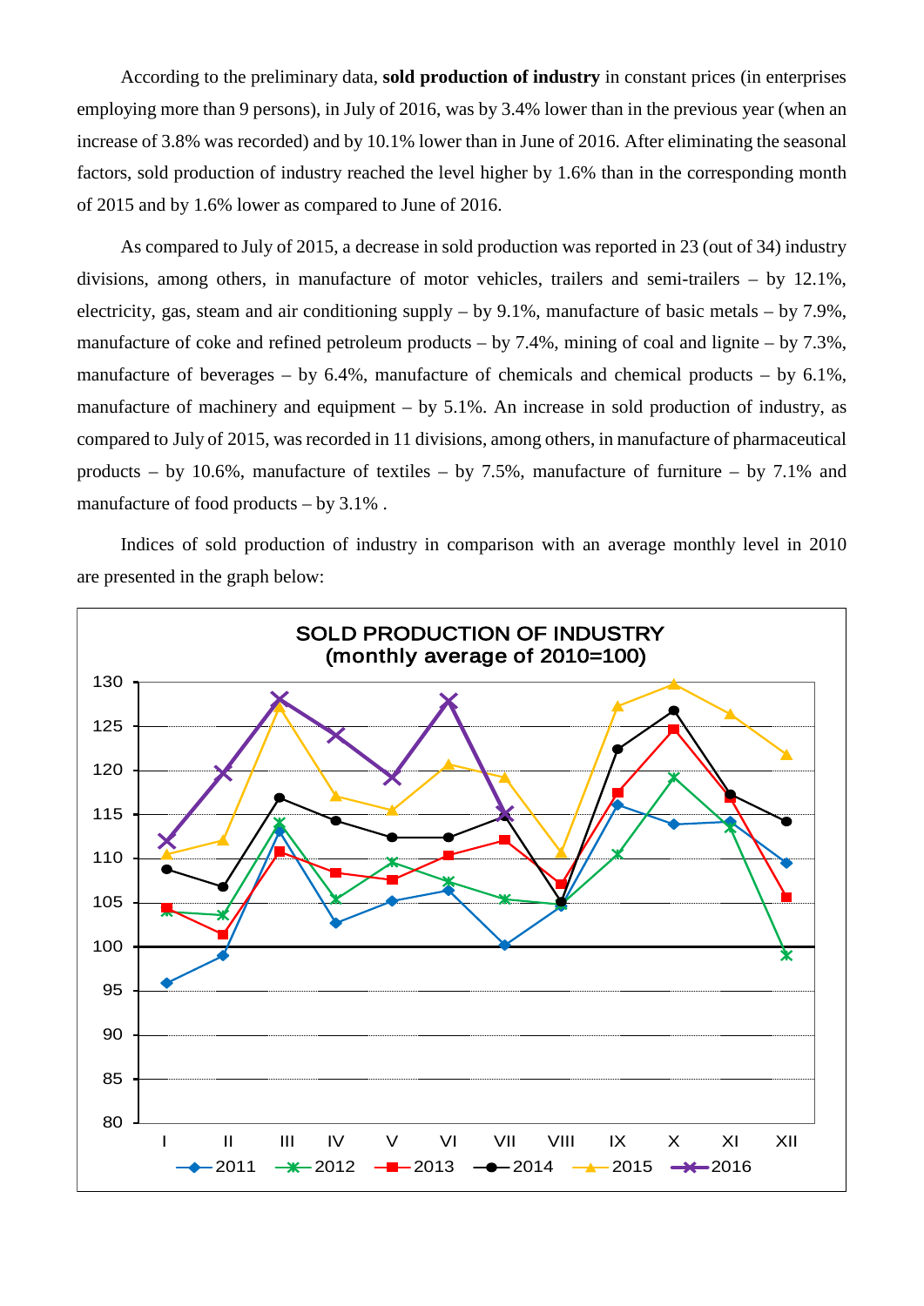According to the preliminary data, **sold production of industry** in constant prices (in enterprises employing more than 9 persons), in July of 2016, was by 3.4% lower than in the previous year (when an increase of 3.8% was recorded) and by 10.1% lower than in June of 2016. After eliminating the seasonal factors, sold production of industry reached the level higher by 1.6% than in the corresponding month of 2015 and by 1.6% lower as compared to June of 2016.

As compared to July of 2015, a decrease in sold production was reported in 23 (out of 34) industry divisions, among others, in manufacture of motor vehicles, trailers and semi-trailers – by 12.1%, electricity, gas, steam and air conditioning supply – by 9.1%, manufacture of basic metals – by 7.9%, manufacture of coke and refined petroleum products – by 7.4%, mining of coal and lignite – by 7.3%, manufacture of beverages – by 6.4%, manufacture of chemicals and chemical products – by 6.1%, manufacture of machinery and equipment – by 5.1%. An increase in sold production of industry, as compared to July of 2015, was recorded in 11 divisions, among others, in manufacture of pharmaceutical products – by 10.6%, manufacture of textiles – by 7.5%, manufacture of furniture – by 7.1% and manufacture of food products – by 3.1% .

Indices of sold production of industry in comparison with an average monthly level in 2010 are presented in the graph below:

**SOLD PRODUCTION OF INDUSTRY (monthly average of 2010=100)**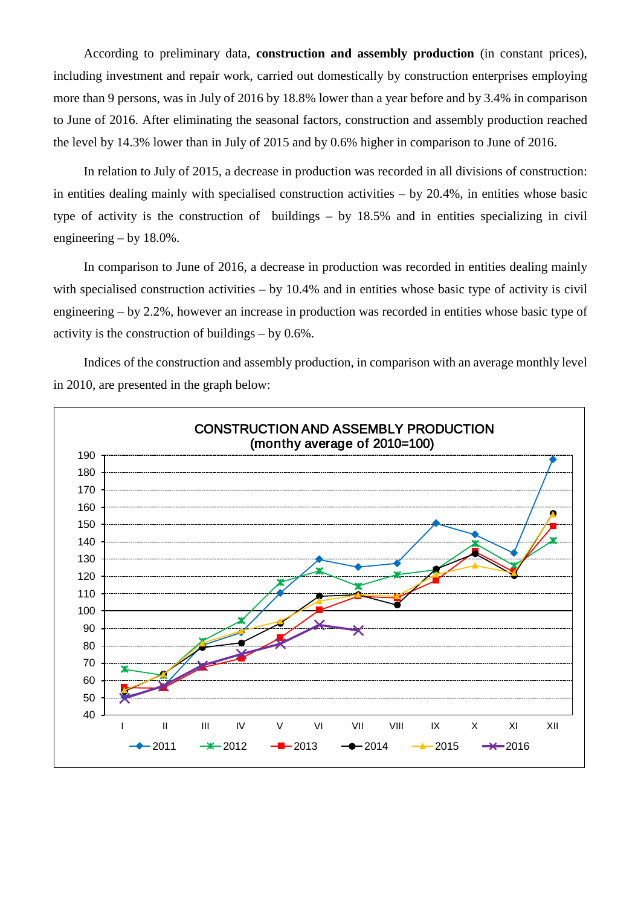According to preliminary data, **construction and assembly production** (in constant prices), including investment and repair work, carried out domestically by construction enterprises employing more than 9 persons, was in July of 2016 by 18.8% lower than a year before and by 3.4% in comparison to June of 2016. After eliminating the seasonal factors, construction and assembly production reached the level by 14.3% lower than in July of 2015 and by 0.6% higher in comparison to June of 2016.

In relation to July of 2015, a decrease in production was recorded in all divisions of construction: in entities dealing mainly with specialised construction activities – by 20.4%, in entities whose basic type of activity is the construction of buildings – by 18.5% and in entities specializing in civil engineering – by 18.0%.

In comparison to June of 2016, a decrease in production was recorded in entities dealing mainly with specialised construction activities – by 10.4% and in entities whose basic type of activity is civil engineering – by 2.2%, however an increase in production was recorded in entities whose basic type of activity is the construction of buildings – by 0.6%.

Indices of the construction and assembly production, in comparison with an average monthly level in 2010, are presented in the graph below:

CONSTRUCTION AND ASSEMBLY PRODUCTION
(monthy average of 2010=100)

190
180
170
160
150
140
130
120
110
100
90
80
70
60
50
40

I II III IV V VI VII VIII IX X XI XII

2011 2012 2013 2014 2015 2016